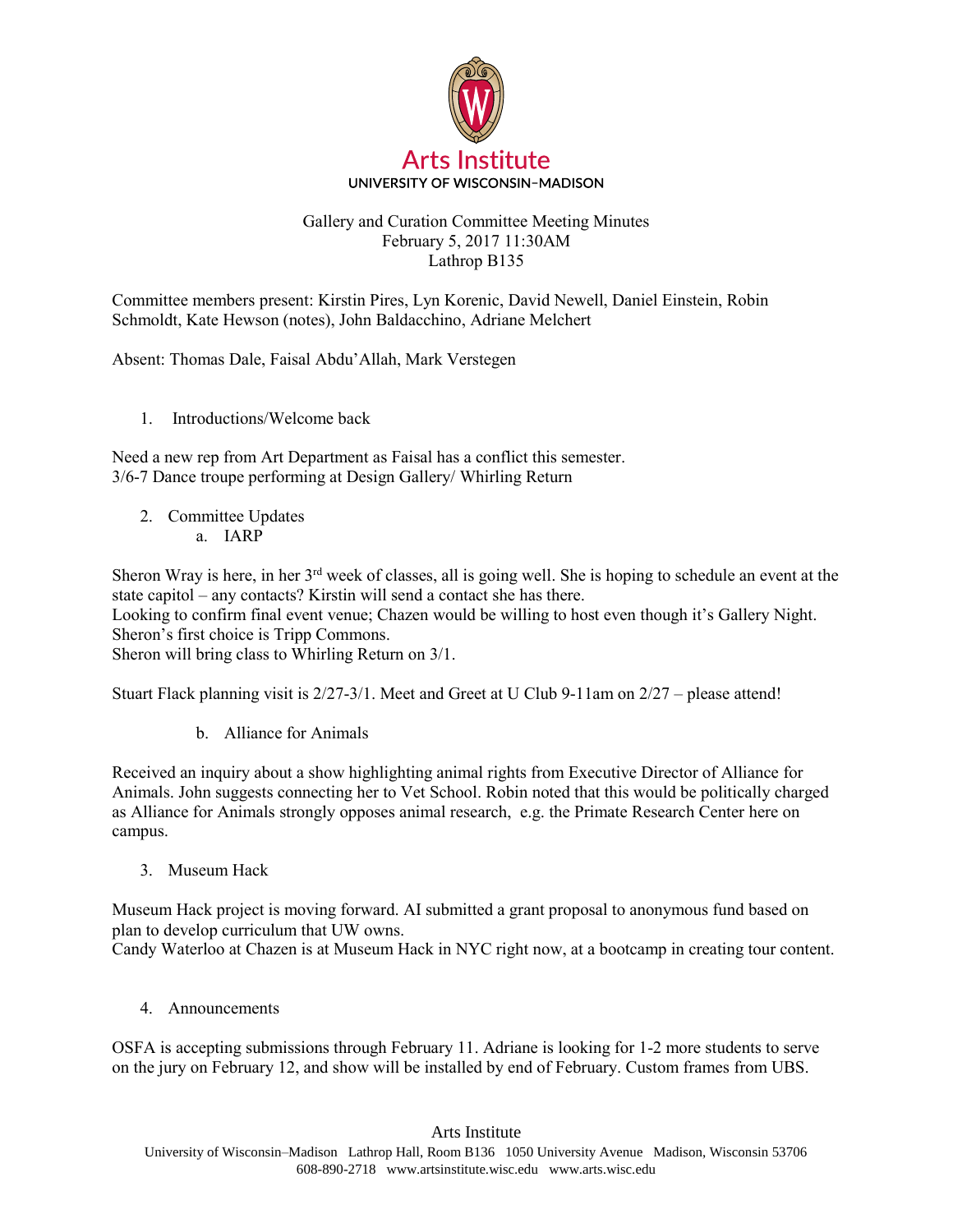Arts Institute
UNIVERSITY OF WISCONSIN–MADISON

# Gallery and Curation Committee Meeting Minutes
February 5, 2017 11:30AM
Lathrop B135

Committee members present: Kirstin Pires, Lyn Korenic, David Newell, Daniel Einstein, Robin Schmoldt, Kate Hewson (notes), John Baldacchino, Adriane Melchert

Absent: Thomas Dale, Faisal Abdu'Allah, Mark Verstegen

1. Introductions/Welcome back

Need a new rep from Art Department as Faisal has a conflict this semester.
3/6-7 Dance troupe performing at Design Gallery/ Whirling Return

2. Committee Updates
    a. IARP

Sheron Wray is here, in her 3rd week of classes, all is going well. She is hoping to schedule an event at the state capitol – any contacts? Kirstin will send a contact she has there.
Looking to confirm final event venue; Chazen would be willing to host even though it's Gallery Night. Sheron's first choice is Tripp Commons.
Sheron will bring class to Whirling Return on 3/1.

Stuart Flack planning visit is 2/27-3/1. Meet and Greet at U Club 9-11am on 2/27 – please attend!

    b. Alliance for Animals

Received an inquiry about a show highlighting animal rights from Executive Director of Alliance for Animals. John suggests connecting her to Vet School. Robin noted that this would be politically charged as Alliance for Animals strongly opposes animal research,  e.g. the Primate Research Center here on campus.

3. Museum Hack

Museum Hack project is moving forward. AI submitted a grant proposal to anonymous fund based on plan to develop curriculum that UW owns.
Candy Waterloo at Chazen is at Museum Hack in NYC right now, at a bootcamp in creating tour content.

4. Announcements

OSFA is accepting submissions through February 11. Adriane is looking for 1-2 more students to serve on the jury on February 12, and show will be installed by end of February. Custom frames from UBS.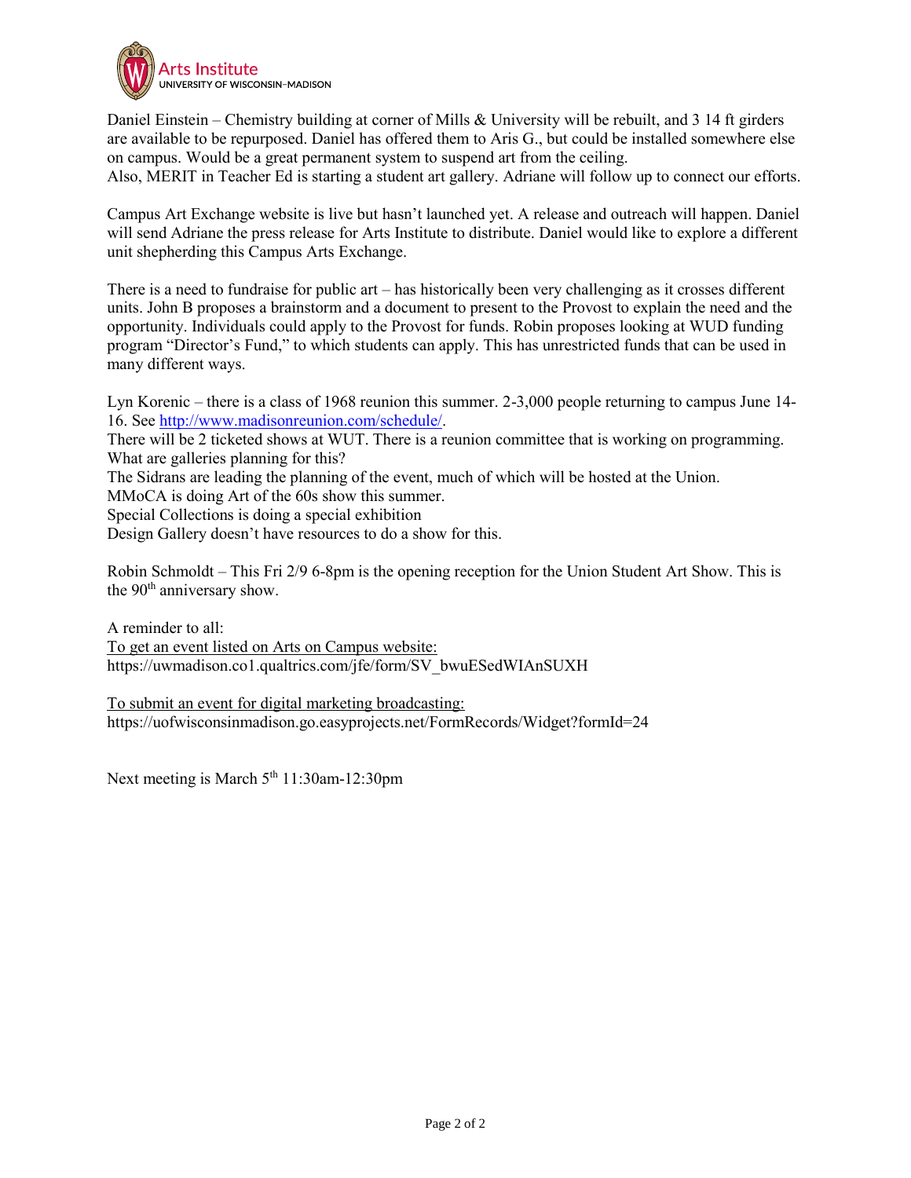Daniel Einstein – Chemistry building at corner of Mills & University will be rebuilt, and 3 14 ft girders are available to be repurposed. Daniel has offered them to Aris G., but could be installed somewhere else on campus. Would be a great permanent system to suspend art from the ceiling.
Also, MERIT in Teacher Ed is starting a student art gallery. Adriane will follow up to connect our efforts.

Campus Art Exchange website is live but hasn't launched yet. A release and outreach will happen. Daniel will send Adriane the press release for Arts Institute to distribute. Daniel would like to explore a different unit shepherding this Campus Arts Exchange.

There is a need to fundraise for public art – has historically been very challenging as it crosses different units. John B proposes a brainstorm and a document to present to the Provost to explain the need and the opportunity. Individuals could apply to the Provost for funds. Robin proposes looking at WUD funding program "Director's Fund," to which students can apply. This has unrestricted funds that can be used in many different ways.

Lyn Korenic – there is a class of 1968 reunion this summer. 2-3,000 people returning to campus June 14-16. See [http://www.madisonreunion.com/schedule/](http://www.madisonreunion.com/schedule/).
There will be 2 ticketed shows at WUT. There is a reunion committee that is working on programming. What are galleries planning for this?
The Sidrans are leading the planning of the event, much of which will be hosted at the Union.
MMoCA is doing Art of the 60s show this summer.
Special Collections is doing a special exhibition
Design Gallery doesn't have resources to do a show for this.

Robin Schmoldt – This Fri 2/9 6-8pm is the opening reception for the Union Student Art Show. This is the 90th anniversary show.

A reminder to all:
<u>To get an event listed on Arts on Campus website:</u>
https://uwmadison.co1.qualtrics.com/jfe/form/SV_bwuESedWIAnSUXH

<u>To submit an event for digital marketing broadcasting:</u>
https://uofwisconsinmadison.go.easyprojects.net/FormRecords/Widget?formId=24

Next meeting is March 5th 11:30am-12:30pm